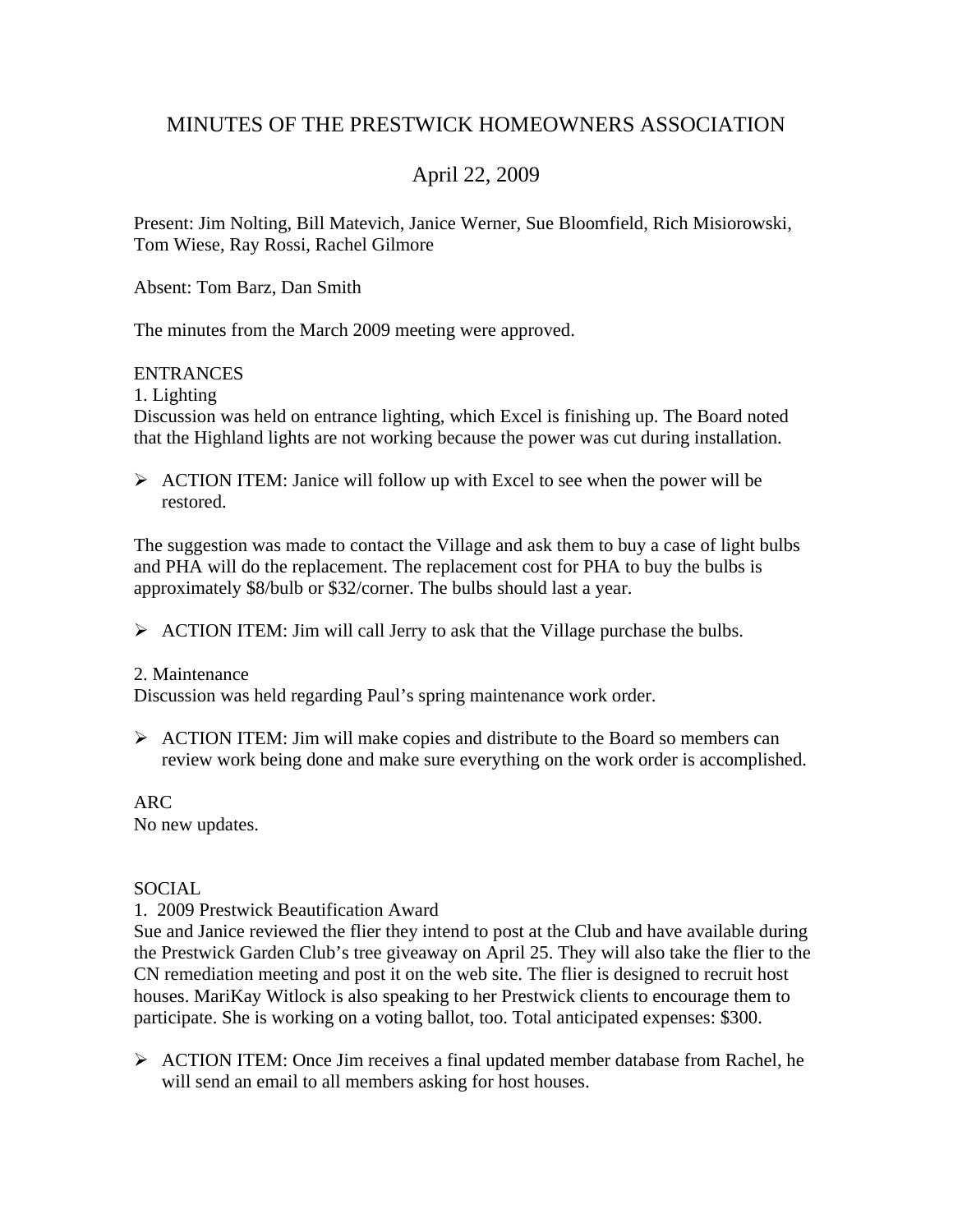# MINUTES OF THE PRESTWICK HOMEOWNERS ASSOCIATION

## April 22, 2009

Present: Jim Nolting, Bill Matevich, Janice Werner, Sue Bloomfield, Rich Misiorowski, Tom Wiese, Ray Rossi, Rachel Gilmore

Absent: Tom Barz, Dan Smith

The minutes from the March 2009 meeting were approved.

ENTRANCES

1. Lighting

Discussion was held on entrance lighting, which Excel is finishing up. The Board noted that the Highland lights are not working because the power was cut during installation.

- ACTION ITEM: Janice will follow up with Excel to see when the power will be restored.

The suggestion was made to contact the Village and ask them to buy a case of light bulbs and PHA will do the replacement. The replacement cost for PHA to buy the bulbs is approximately $8/bulb or $32/corner. The bulbs should last a year.

- ACTION ITEM: Jim will call Jerry to ask that the Village purchase the bulbs.

2. Maintenance

Discussion was held regarding Paul's spring maintenance work order.

- ACTION ITEM: Jim will make copies and distribute to the Board so members can review work being done and make sure everything on the work order is accomplished.

ARC

No new updates.

SOCIAL

1. 2009 Prestwick Beautification Award

Sue and Janice reviewed the flier they intend to post at the Club and have available during the Prestwick Garden Club's tree giveaway on April 25. They will also take the flier to the CN remediation meeting and post it on the web site. The flier is designed to recruit host houses. MariKay Witlock is also speaking to her Prestwick clients to encourage them to participate. She is working on a voting ballot, too. Total anticipated expenses: $300.

- ACTION ITEM: Once Jim receives a final updated member database from Rachel, he will send an email to all members asking for host houses.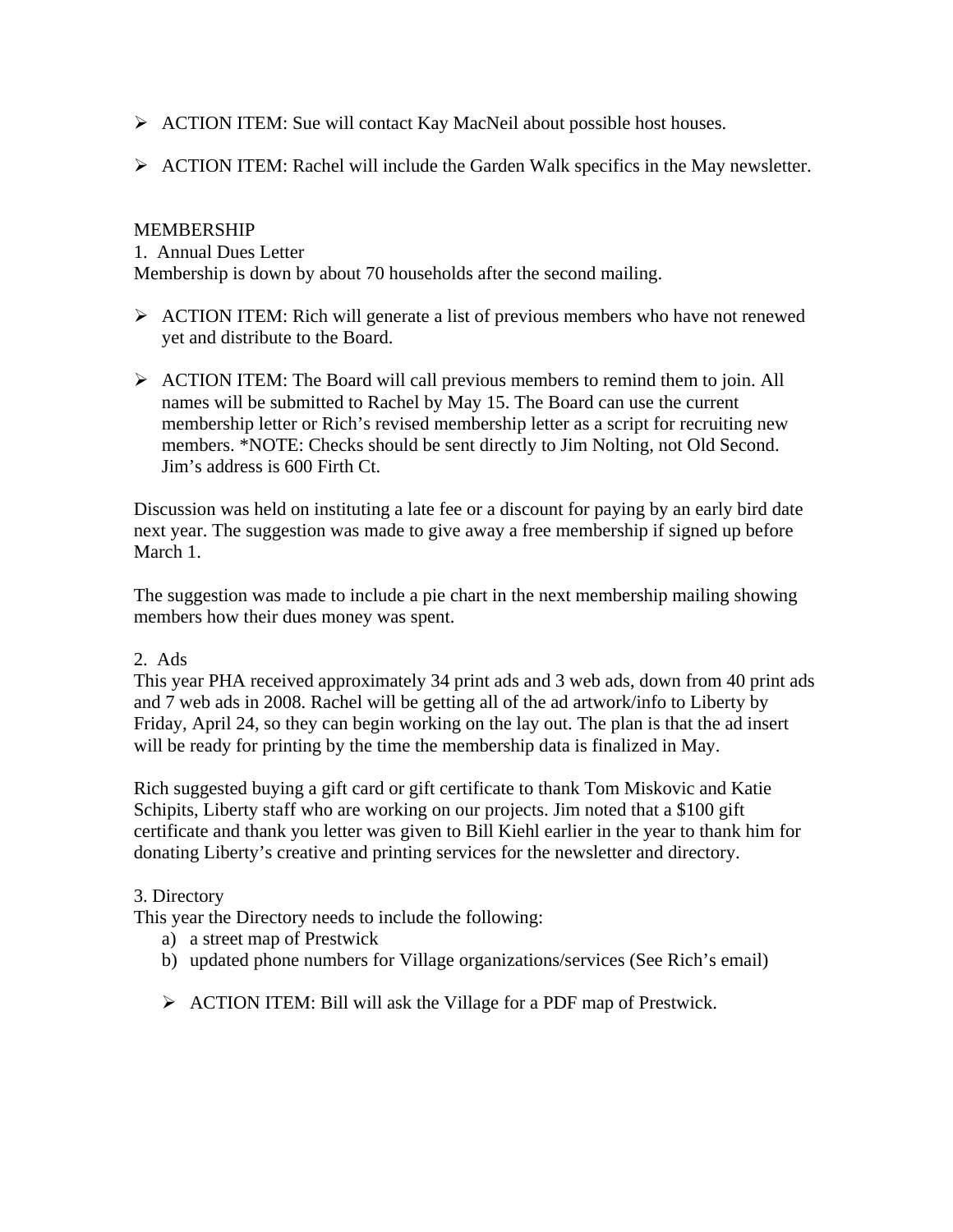- ACTION ITEM: Sue will contact Kay MacNeil about possible host houses.

- ACTION ITEM: Rachel will include the Garden Walk specifics in the May newsletter.

MEMBERSHIP

1. Annual Dues Letter

Membership is down by about 70 households after the second mailing.

- ACTION ITEM: Rich will generate a list of previous members who have not renewed yet and distribute to the Board.

- ACTION ITEM: The Board will call previous members to remind them to join. All names will be submitted to Rachel by May 15. The Board can use the current membership letter or Rich's revised membership letter as a script for recruiting new members. *NOTE: Checks should be sent directly to Jim Nolting, not Old Second. Jim's address is 600 Firth Ct.

Discussion was held on instituting a late fee or a discount for paying by an early bird date next year. The suggestion was made to give away a free membership if signed up before March 1.

The suggestion was made to include a pie chart in the next membership mailing showing members how their dues money was spent.

2. Ads

This year PHA received approximately 34 print ads and 3 web ads, down from 40 print ads and 7 web ads in 2008. Rachel will be getting all of the ad artwork/info to Liberty by Friday, April 24, so they can begin working on the lay out. The plan is that the ad insert will be ready for printing by the time the membership data is finalized in May.

Rich suggested buying a gift card or gift certificate to thank Tom Miskovic and Katie Schipits, Liberty staff who are working on our projects. Jim noted that a $100 gift certificate and thank you letter was given to Bill Kiehl earlier in the year to thank him for donating Liberty's creative and printing services for the newsletter and directory.

3. Directory

This year the Directory needs to include the following:

a) a street map of Prestwick
b) updated phone numbers for Village organizations/services (See Rich's email)

- ACTION ITEM: Bill will ask the Village for a PDF map of Prestwick.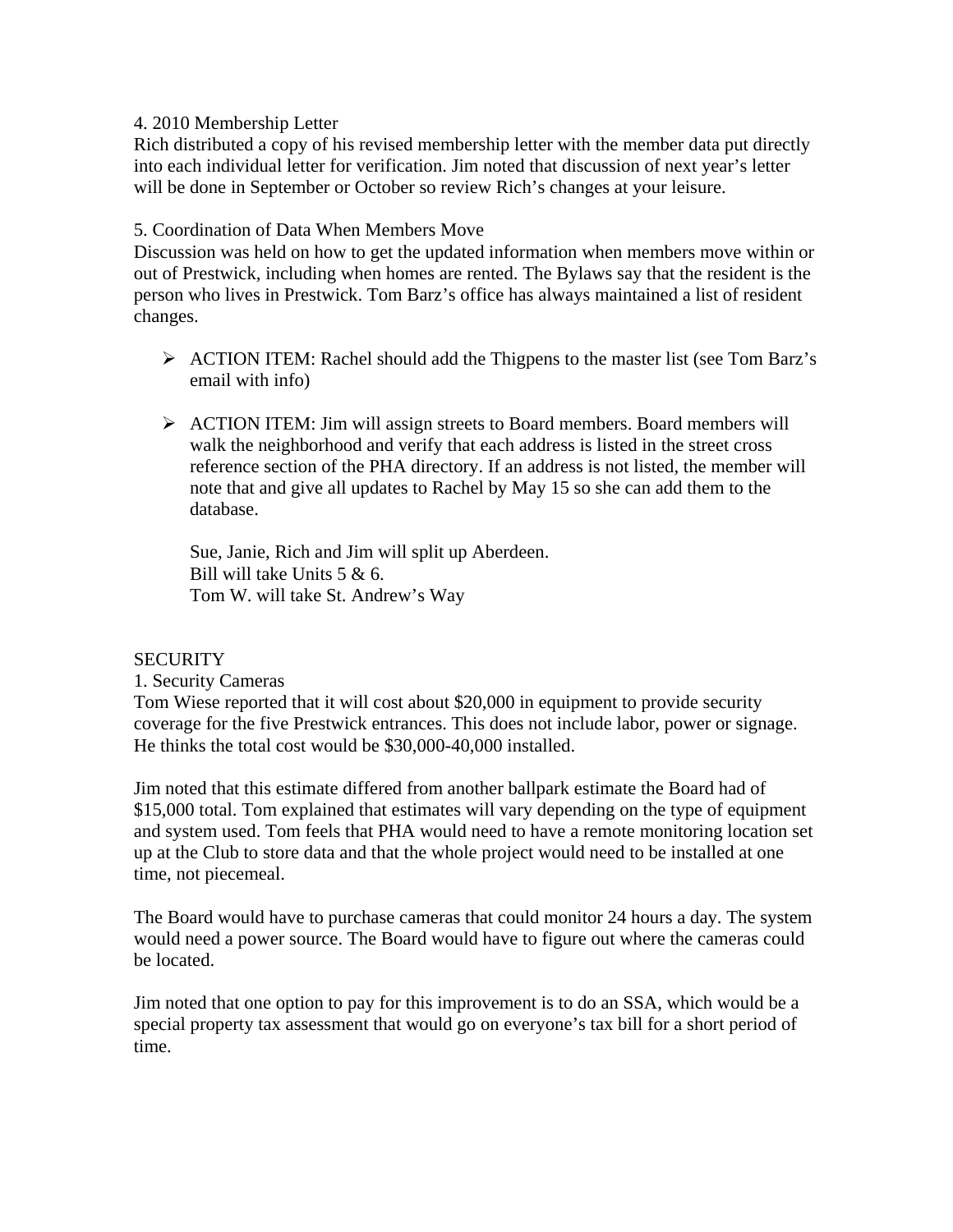4. 2010 Membership Letter

Rich distributed a copy of his revised membership letter with the member data put directly into each individual letter for verification. Jim noted that discussion of next year's letter will be done in September or October so review Rich's changes at your leisure.

5. Coordination of Data When Members Move

Discussion was held on how to get the updated information when members move within or out of Prestwick, including when homes are rented. The Bylaws say that the resident is the person who lives in Prestwick. Tom Barz's office has always maintained a list of resident changes.

- ACTION ITEM: Rachel should add the Thigpens to the master list (see Tom Barz's email with info)

- ACTION ITEM: Jim will assign streets to Board members. Board members will walk the neighborhood and verify that each address is listed in the street cross reference section of the PHA directory. If an address is not listed, the member will note that and give all updates to Rachel by May 15 so she can add them to the database.

  Sue, Janie, Rich and Jim will split up Aberdeen.
  Bill will take Units 5 & 6.
  Tom W. will take St. Andrew's Way

SECURITY

1. Security Cameras

Tom Wiese reported that it will cost about $20,000 in equipment to provide security coverage for the five Prestwick entrances. This does not include labor, power or signage. He thinks the total cost would be $30,000-40,000 installed.

Jim noted that this estimate differed from another ballpark estimate the Board had of $15,000 total. Tom explained that estimates will vary depending on the type of equipment and system used. Tom feels that PHA would need to have a remote monitoring location set up at the Club to store data and that the whole project would need to be installed at one time, not piecemeal.

The Board would have to purchase cameras that could monitor 24 hours a day. The system would need a power source. The Board would have to figure out where the cameras could be located.

Jim noted that one option to pay for this improvement is to do an SSA, which would be a special property tax assessment that would go on everyone's tax bill for a short period of time.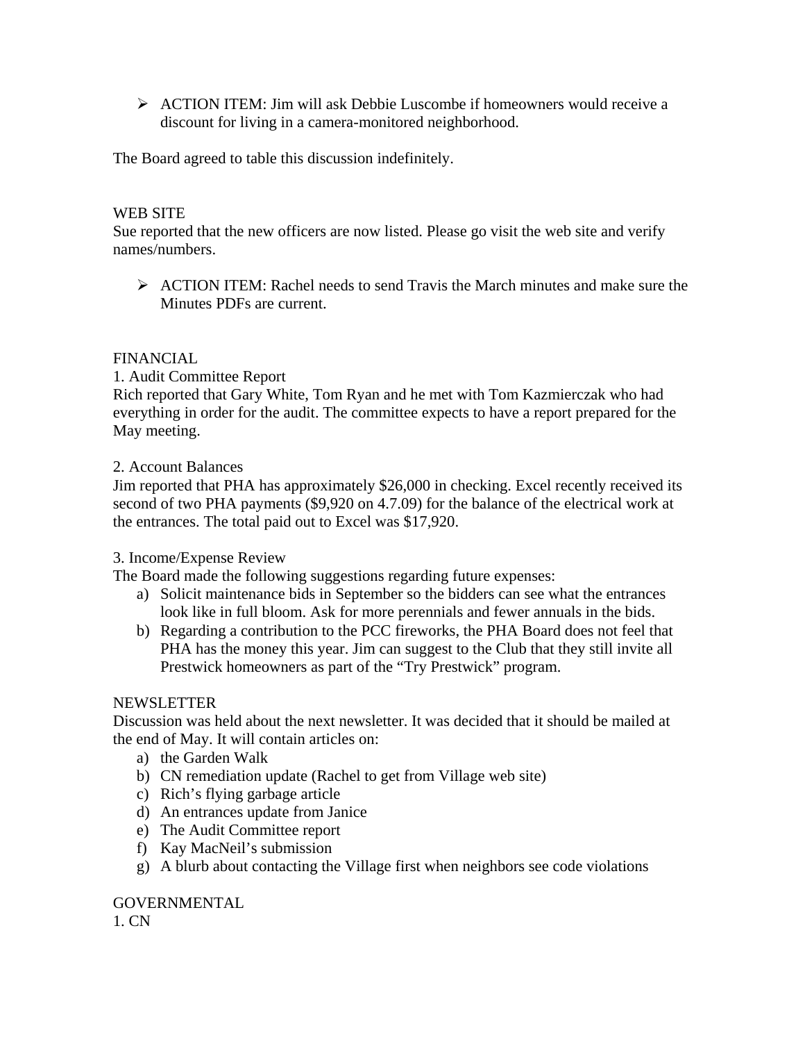- ACTION ITEM: Jim will ask Debbie Luscombe if homeowners would receive a discount for living in a camera-monitored neighborhood.

The Board agreed to table this discussion indefinitely.

WEB SITE

Sue reported that the new officers are now listed. Please go visit the web site and verify names/numbers.

- ACTION ITEM: Rachel needs to send Travis the March minutes and make sure the Minutes PDFs are current.

FINANCIAL

1. Audit Committee Report

Rich reported that Gary White, Tom Ryan and he met with Tom Kazmierczak who had everything in order for the audit. The committee expects to have a report prepared for the May meeting.

2. Account Balances

Jim reported that PHA has approximately $26,000 in checking. Excel recently received its second of two PHA payments ($9,920 on 4.7.09) for the balance of the electrical work at the entrances. The total paid out to Excel was $17,920.

3. Income/Expense Review

The Board made the following suggestions regarding future expenses:

a) Solicit maintenance bids in September so the bidders can see what the entrances look like in full bloom. Ask for more perennials and fewer annuals in the bids.
b) Regarding a contribution to the PCC fireworks, the PHA Board does not feel that PHA has the money this year. Jim can suggest to the Club that they still invite all Prestwick homeowners as part of the "Try Prestwick" program.

NEWSLETTER

Discussion was held about the next newsletter. It was decided that it should be mailed at the end of May. It will contain articles on:

a) the Garden Walk
b) CN remediation update (Rachel to get from Village web site)
c) Rich's flying garbage article
d) An entrances update from Janice
e) The Audit Committee report
f) Kay MacNeil's submission
g) A blurb about contacting the Village first when neighbors see code violations

GOVERNMENTAL

1. CN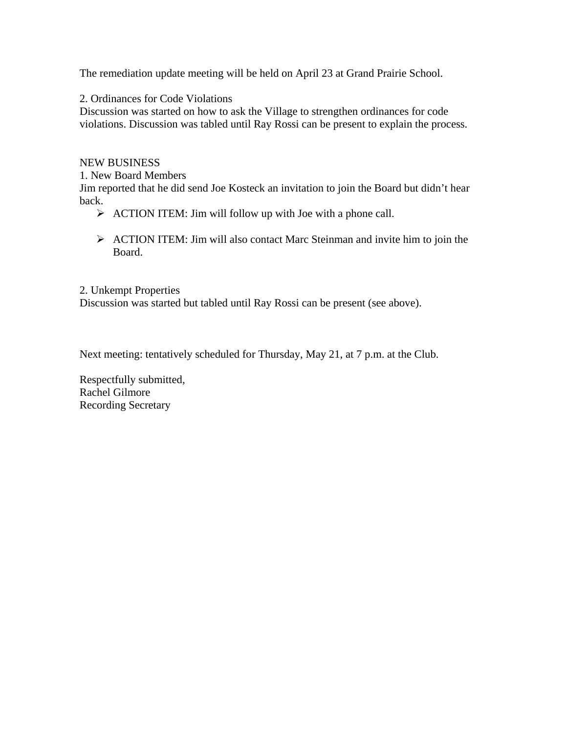The remediation update meeting will be held on April 23 at Grand Prairie School.

2. Ordinances for Code Violations
Discussion was started on how to ask the Village to strengthen ordinances for code violations. Discussion was tabled until Ray Rossi can be present to explain the process.

NEW BUSINESS
1. New Board Members
Jim reported that he did send Joe Kosteck an invitation to join the Board but didn't hear back.

- ACTION ITEM: Jim will follow up with Joe with a phone call.
- ACTION ITEM: Jim will also contact Marc Steinman and invite him to join the Board.

2. Unkempt Properties
Discussion was started but tabled until Ray Rossi can be present (see above).

Next meeting: tentatively scheduled for Thursday, May 21, at 7 p.m. at the Club.

Respectfully submitted,
Rachel Gilmore
Recording Secretary